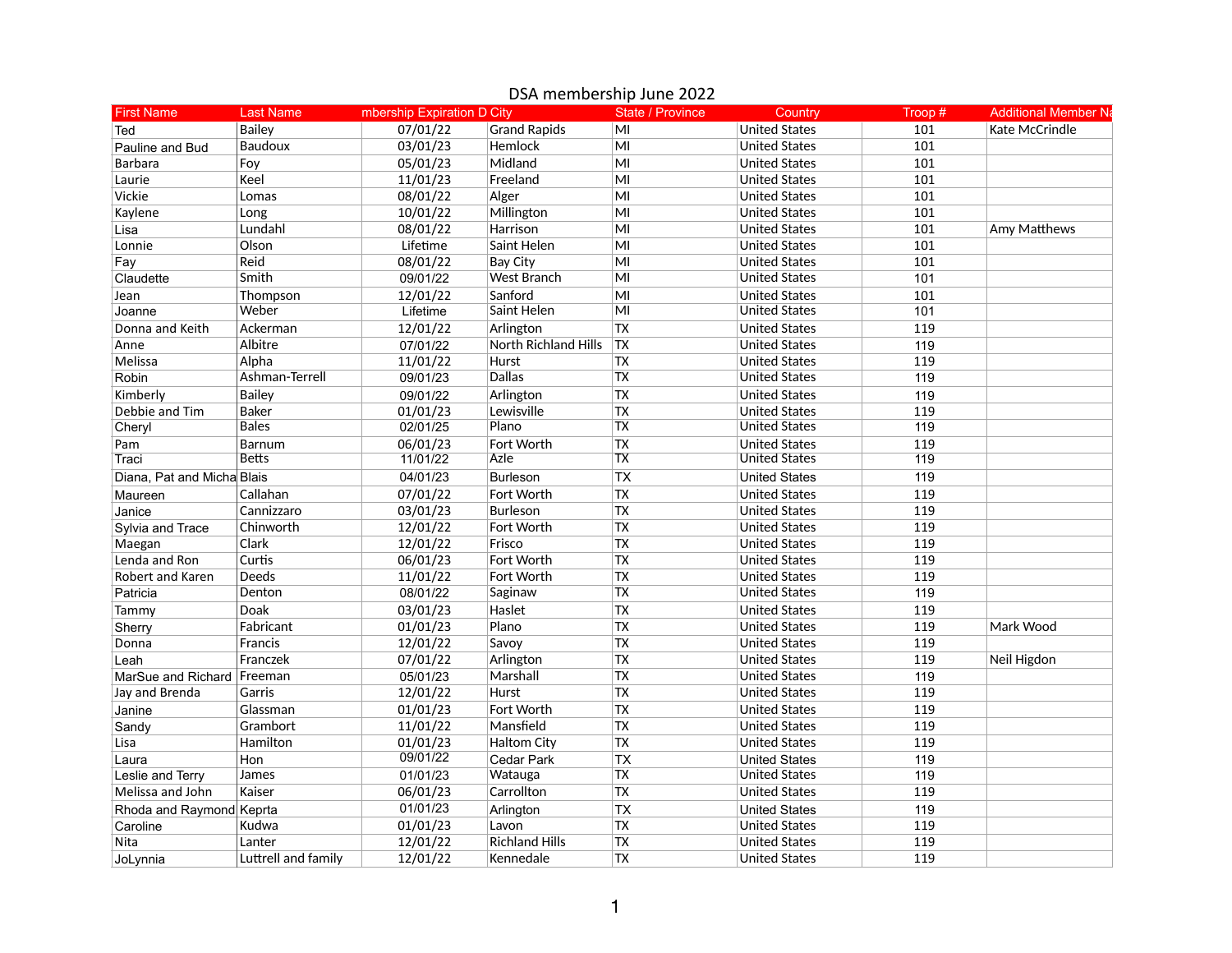# DSA membership June 2022

| First Name | Last Name | mbership Expiration D | City | State / Province | Country | Troop # | Additional Member Na |
|---|---|---|---|---|---|---|---|
| Ted | Bailey | 07/01/22 | Grand Rapids | MI | United States | 101 | Kate McCrindle |
| Pauline and Bud | Baudoux | 03/01/23 | Hemlock | MI | United States | 101 | |
| Barbara | Foy | 05/01/23 | Midland | MI | United States | 101 | |
| Laurie | Keel | 11/01/23 | Freeland | MI | United States | 101 | |
| Vickie | Lomas | 08/01/22 | Alger | MI | United States | 101 | |
| Kaylene | Long | 10/01/22 | Millington | MI | United States | 101 | |
| Lisa | Lundahl | 08/01/22 | Harrison | MI | United States | 101 | Amy Matthews |
| Lonnie | Olson | Lifetime | Saint Helen | MI | United States | 101 | |
| Fay | Reid | 08/01/22 | Bay City | MI | United States | 101 | |
| Claudette | Smith | 09/01/22 | West Branch | MI | United States | 101 | |
| Jean | Thompson | 12/01/22 | Sanford | MI | United States | 101 | |
| Joanne | Weber | Lifetime | Saint Helen | MI | United States | 101 | |
| Donna and Keith | Ackerman | 12/01/22 | Arlington | TX | United States | 119 | |
| Anne | Albitre | 07/01/22 | North Richland Hills | TX | United States | 119 | |
| Melissa | Alpha | 11/01/22 | Hurst | TX | United States | 119 | |
| Robin | Ashman-Terrell | 09/01/23 | Dallas | TX | United States | 119 | |
| Kimberly | Bailey | 09/01/22 | Arlington | TX | United States | 119 | |
| Debbie and Tim | Baker | 01/01/23 | Lewisville | TX | United States | 119 | |
| Cheryl | Bales | 02/01/25 | Plano | TX | United States | 119 | |
| Pam | Barnum | 06/01/23 | Fort Worth | TX | United States | 119 | |
| Traci | Betts | 11/01/22 | Azle | TX | United States | 119 | |
| Diana, Pat and Micha | Blais | 04/01/23 | Burleson | TX | United States | 119 | |
| Maureen | Callahan | 07/01/22 | Fort Worth | TX | United States | 119 | |
| Janice | Cannizzaro | 03/01/23 | Burleson | TX | United States | 119 | |
| Sylvia and Trace | Chinworth | 12/01/22 | Fort Worth | TX | United States | 119 | |
| Maegan | Clark | 12/01/22 | Frisco | TX | United States | 119 | |
| Lenda and Ron | Curtis | 06/01/23 | Fort Worth | TX | United States | 119 | |
| Robert and Karen | Deeds | 11/01/22 | Fort Worth | TX | United States | 119 | |
| Patricia | Denton | 08/01/22 | Saginaw | TX | United States | 119 | |
| Tammy | Doak | 03/01/23 | Haslet | TX | United States | 119 | |
| Sherry | Fabricant | 01/01/23 | Plano | TX | United States | 119 | Mark Wood |
| Donna | Francis | 12/01/22 | Savoy | TX | United States | 119 | |
| Leah | Franczek | 07/01/22 | Arlington | TX | United States | 119 | Neil Higdon |
| MarSue and Richard | Freeman | 05/01/23 | Marshall | TX | United States | 119 | |
| Jay and Brenda | Garris | 12/01/22 | Hurst | TX | United States | 119 | |
| Janine | Glassman | 01/01/23 | Fort Worth | TX | United States | 119 | |
| Sandy | Grambort | 11/01/22 | Mansfield | TX | United States | 119 | |
| Lisa | Hamilton | 01/01/23 | Haltom City | TX | United States | 119 | |
| Laura | Hon | 09/01/22 | Cedar Park | TX | United States | 119 | |
| Leslie and Terry | James | 01/01/23 | Watauga | TX | United States | 119 | |
| Melissa and John | Kaiser | 06/01/23 | Carrollton | TX | United States | 119 | |
| Rhoda and Raymond | Keprta | 01/01/23 | Arlington | TX | United States | 119 | |
| Caroline | Kudwa | 01/01/23 | Lavon | TX | United States | 119 | |
| Nita | Lanter | 12/01/22 | Richland Hills | TX | United States | 119 | |
| JoLynnia | Luttrell and family | 12/01/22 | Kennedale | TX | United States | 119 | |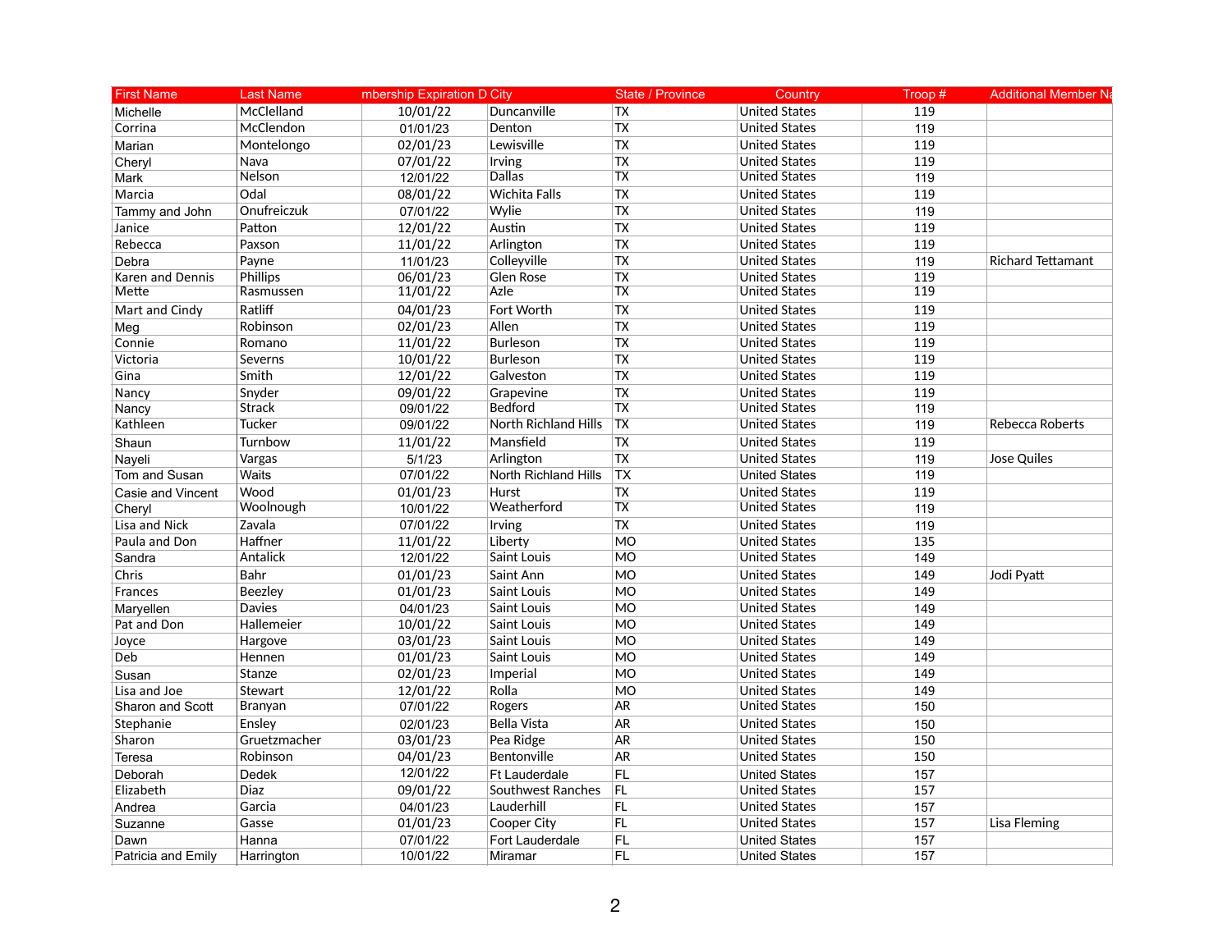| First Name | Last Name | mbership Expiration D | City | State / Province | Country | Troop # | Additional Member Na |
|---|---|---|---|---|---|---|---|
| Michelle | McClelland | 10/01/22 | Duncanville | TX | United States | 119 | |
| Corrina | McClendon | 01/01/23 | Denton | TX | United States | 119 | |
| Marian | Montelongo | 02/01/23 | Lewisville | TX | United States | 119 | |
| Cheryl | Nava | 07/01/22 | Irving | TX | United States | 119 | |
| Mark | Nelson | 12/01/22 | Dallas | TX | United States | 119 | |
| Marcia | Odal | 08/01/22 | Wichita Falls | TX | United States | 119 | |
| Tammy and John | Onufreiczuk | 07/01/22 | Wylie | TX | United States | 119 | |
| Janice | Patton | 12/01/22 | Austin | TX | United States | 119 | |
| Rebecca | Paxson | 11/01/22 | Arlington | TX | United States | 119 | |
| Debra | Payne | 11/01/23 | Colleyville | TX | United States | 119 | Richard Tettamant |
| Karen and Dennis | Phillips | 06/01/23 | Glen Rose | TX | United States | 119 | |
| Mette | Rasmussen | 11/01/22 | Azle | TX | United States | 119 | |
| Mart and Cindy | Ratliff | 04/01/23 | Fort Worth | TX | United States | 119 | |
| Meg | Robinson | 02/01/23 | Allen | TX | United States | 119 | |
| Connie | Romano | 11/01/22 | Burleson | TX | United States | 119 | |
| Victoria | Severns | 10/01/22 | Burleson | TX | United States | 119 | |
| Gina | Smith | 12/01/22 | Galveston | TX | United States | 119 | |
| Nancy | Snyder | 09/01/22 | Grapevine | TX | United States | 119 | |
| Nancy | Strack | 09/01/22 | Bedford | TX | United States | 119 | |
| Kathleen | Tucker | 09/01/22 | North Richland Hills | TX | United States | 119 | Rebecca Roberts |
| Shaun | Turnbow | 11/01/22 | Mansfield | TX | United States | 119 | |
| Nayeli | Vargas | 5/1/23 | Arlington | TX | United States | 119 | Jose Quiles |
| Tom and Susan | Waits | 07/01/22 | North Richland Hills | TX | United States | 119 | |
| Casie and Vincent | Wood | 01/01/23 | Hurst | TX | United States | 119 | |
| Cheryl | Woolnough | 10/01/22 | Weatherford | TX | United States | 119 | |
| Lisa and Nick | Zavala | 07/01/22 | Irving | TX | United States | 119 | |
| Paula and Don | Haffner | 11/01/22 | Liberty | MO | United States | 135 | |
| Sandra | Antalick | 12/01/22 | Saint Louis | MO | United States | 149 | |
| Chris | Bahr | 01/01/23 | Saint Ann | MO | United States | 149 | Jodi Pyatt |
| Frances | Beezley | 01/01/23 | Saint Louis | MO | United States | 149 | |
| Maryellen | Davies | 04/01/23 | Saint Louis | MO | United States | 149 | |
| Pat and Don | Hallemeier | 10/01/22 | Saint Louis | MO | United States | 149 | |
| Joyce | Hargove | 03/01/23 | Saint Louis | MO | United States | 149 | |
| Deb | Hennen | 01/01/23 | Saint Louis | MO | United States | 149 | |
| Susan | Stanze | 02/01/23 | Imperial | MO | United States | 149 | |
| Lisa and Joe | Stewart | 12/01/22 | Rolla | MO | United States | 149 | |
| Sharon and Scott | Branyan | 07/01/22 | Rogers | AR | United States | 150 | |
| Stephanie | Ensley | 02/01/23 | Bella Vista | AR | United States | 150 | |
| Sharon | Gruetzmacher | 03/01/23 | Pea Ridge | AR | United States | 150 | |
| Teresa | Robinson | 04/01/23 | Bentonville | AR | United States | 150 | |
| Deborah | Dedek | 12/01/22 | Ft Lauderdale | FL | United States | 157 | |
| Elizabeth | Diaz | 09/01/22 | Southwest Ranches | FL | United States | 157 | |
| Andrea | Garcia | 04/01/23 | Lauderhill | FL | United States | 157 | |
| Suzanne | Gasse | 01/01/23 | Cooper City | FL | United States | 157 | Lisa Fleming |
| Dawn | Hanna | 07/01/22 | Fort Lauderdale | FL | United States | 157 | |
| Patricia and Emily | Harrington | 10/01/22 | Miramar | FL | United States | 157 | |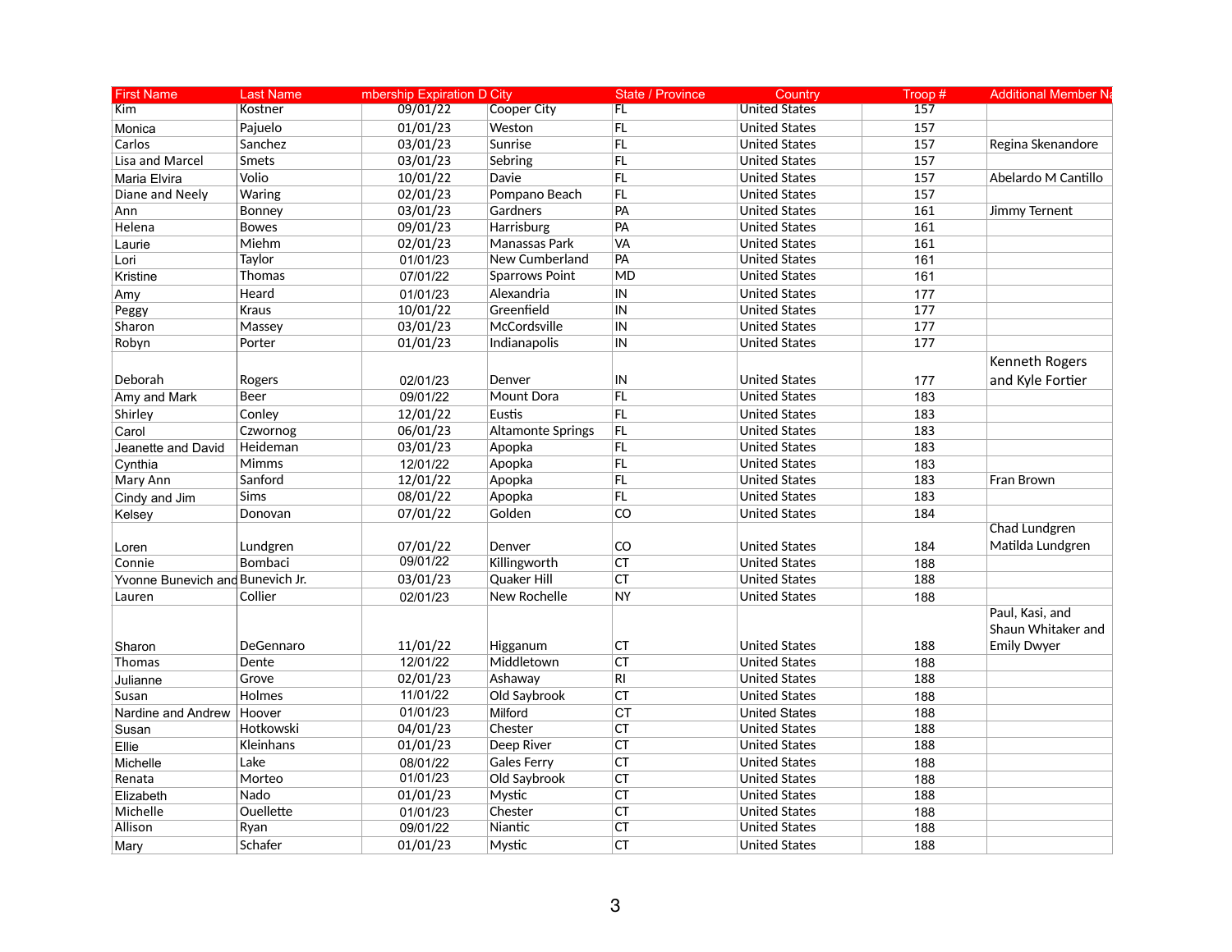| First Name | Last Name | mbership Expiration D | City | State / Province | Country | Troop # | Additional Member Na |
|---|---|---|---|---|---|---|---|
| Kim | Kostner | 09/01/22 | Cooper City | FL | United States | 157 | |
| Monica | Pajuelo | 01/01/23 | Weston | FL | United States | 157 | |
| Carlos | Sanchez | 03/01/23 | Sunrise | FL | United States | 157 | Regina Skenandore |
| Lisa and Marcel | Smets | 03/01/23 | Sebring | FL | United States | 157 | |
| Maria Elvira | Volio | 10/01/22 | Davie | FL | United States | 157 | Abelardo M Cantillo |
| Diane and Neely | Waring | 02/01/23 | Pompano Beach | FL | United States | 157 | |
| Ann | Bonney | 03/01/23 | Gardners | PA | United States | 161 | Jimmy Ternent |
| Helena | Bowes | 09/01/23 | Harrisburg | PA | United States | 161 | |
| Laurie | Miehm | 02/01/23 | Manassas Park | VA | United States | 161 | |
| Lori | Taylor | 01/01/23 | New Cumberland | PA | United States | 161 | |
| Kristine | Thomas | 07/01/22 | Sparrows Point | MD | United States | 161 | |
| Amy | Heard | 01/01/23 | Alexandria | IN | United States | 177 | |
| Peggy | Kraus | 10/01/22 | Greenfield | IN | United States | 177 | |
| Sharon | Massey | 03/01/23 | McCordsville | IN | United States | 177 | |
| Robyn | Porter | 01/01/23 | Indianapolis | IN | United States | 177 | |
| Deborah | Rogers | 02/01/23 | Denver | IN | United States | 177 | Kenneth Rogers and Kyle Fortier |
| Amy and Mark | Beer | 09/01/22 | Mount Dora | FL | United States | 183 | |
| Shirley | Conley | 12/01/22 | Eustis | FL | United States | 183 | |
| Carol | Czwornog | 06/01/23 | Altamonte Springs | FL | United States | 183 | |
| Jeanette and David | Heideman | 03/01/23 | Apopka | FL | United States | 183 | |
| Cynthia | Mimms | 12/01/22 | Apopka | FL | United States | 183 | |
| Mary Ann | Sanford | 12/01/22 | Apopka | FL | United States | 183 | Fran Brown |
| Cindy and Jim | Sims | 08/01/22 | Apopka | FL | United States | 183 | |
| Kelsey | Donovan | 07/01/22 | Golden | CO | United States | 184 | |
| Loren | Lundgren | 07/01/22 | Denver | CO | United States | 184 | Chad Lundgren Matilda Lundgren |
| Connie | Bombaci | 09/01/22 | Killingworth | CT | United States | 188 | |
| Yvonne Bunevich and | Bunevich Jr. | 03/01/23 | Quaker Hill | CT | United States | 188 | |
| Lauren | Collier | 02/01/23 | New Rochelle | NY | United States | 188 | |
| Sharon | DeGennaro | 11/01/22 | Higganum | CT | United States | 188 | Paul, Kasi, and Shaun Whitaker and Emily Dwyer |
| Thomas | Dente | 12/01/22 | Middletown | CT | United States | 188 | |
| Julianne | Grove | 02/01/23 | Ashaway | RI | United States | 188 | |
| Susan | Holmes | 11/01/22 | Old Saybrook | CT | United States | 188 | |
| Nardine and Andrew | Hoover | 01/01/23 | Milford | CT | United States | 188 | |
| Susan | Hotkowski | 04/01/23 | Chester | CT | United States | 188 | |
| Ellie | Kleinhans | 01/01/23 | Deep River | CT | United States | 188 | |
| Michelle | Lake | 08/01/22 | Gales Ferry | CT | United States | 188 | |
| Renata | Morteo | 01/01/23 | Old Saybrook | CT | United States | 188 | |
| Elizabeth | Nado | 01/01/23 | Mystic | CT | United States | 188 | |
| Michelle | Ouellette | 01/01/23 | Chester | CT | United States | 188 | |
| Allison | Ryan | 09/01/22 | Niantic | CT | United States | 188 | |
| Mary | Schafer | 01/01/23 | Mystic | CT | United States | 188 | |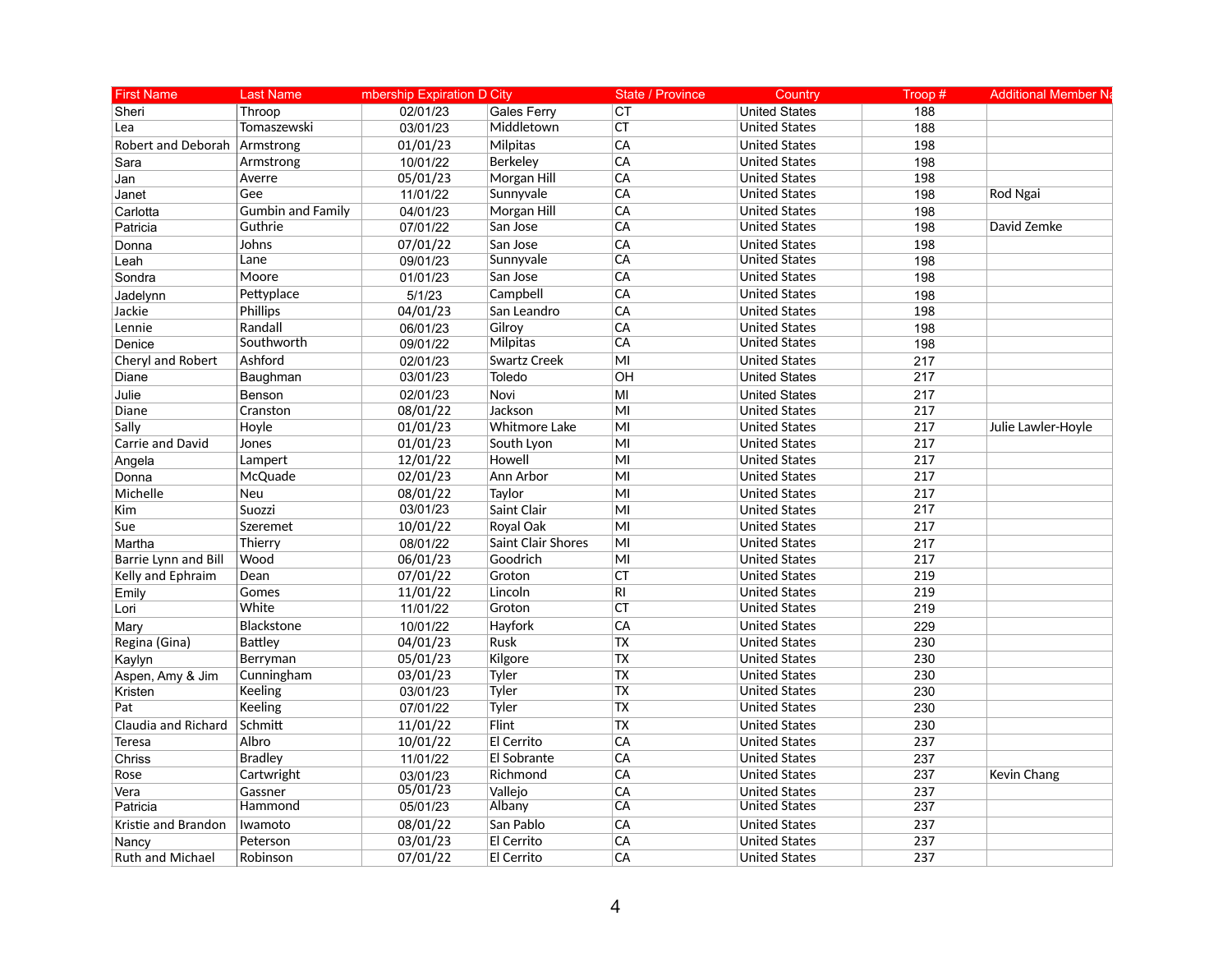| First Name | Last Name | mbership Expiration D | City | State / Province | Country | Troop # | Additional Member Na |
|---|---|---|---|---|---|---|---|
| Sheri | Throop | 02/01/23 | Gales Ferry | CT | United States | 188 | |
| Lea | Tomaszewski | 03/01/23 | Middletown | CT | United States | 188 | |
| Robert and Deborah | Armstrong | 01/01/23 | Milpitas | CA | United States | 198 | |
| Sara | Armstrong | 10/01/22 | Berkeley | CA | United States | 198 | |
| Jan | Averre | 05/01/23 | Morgan Hill | CA | United States | 198 | |
| Janet | Gee | 11/01/22 | Sunnyvale | CA | United States | 198 | Rod Ngai |
| Carlotta | Gumbin and Family | 04/01/23 | Morgan Hill | CA | United States | 198 | |
| Patricia | Guthrie | 07/01/22 | San Jose | CA | United States | 198 | David Zemke |
| Donna | Johns | 07/01/22 | San Jose | CA | United States | 198 | |
| Leah | Lane | 09/01/23 | Sunnyvale | CA | United States | 198 | |
| Sondra | Moore | 01/01/23 | San Jose | CA | United States | 198 | |
| Jadelynn | Pettyplace | 5/1/23 | Campbell | CA | United States | 198 | |
| Jackie | Phillips | 04/01/23 | San Leandro | CA | United States | 198 | |
| Lennie | Randall | 06/01/23 | Gilroy | CA | United States | 198 | |
| Denice | Southworth | 09/01/22 | Milpitas | CA | United States | 198 | |
| Cheryl and Robert | Ashford | 02/01/23 | Swartz Creek | MI | United States | 217 | |
| Diane | Baughman | 03/01/23 | Toledo | OH | United States | 217 | |
| Julie | Benson | 02/01/23 | Novi | MI | United States | 217 | |
| Diane | Cranston | 08/01/22 | Jackson | MI | United States | 217 | |
| Sally | Hoyle | 01/01/23 | Whitmore Lake | MI | United States | 217 | Julie Lawler-Hoyle |
| Carrie and David | Jones | 01/01/23 | South Lyon | MI | United States | 217 | |
| Angela | Lampert | 12/01/22 | Howell | MI | United States | 217 | |
| Donna | McQuade | 02/01/23 | Ann Arbor | MI | United States | 217 | |
| Michelle | Neu | 08/01/22 | Taylor | MI | United States | 217 | |
| Kim | Suozzi | 03/01/23 | Saint Clair | MI | United States | 217 | |
| Sue | Szeremet | 10/01/22 | Royal Oak | MI | United States | 217 | |
| Martha | Thierry | 08/01/22 | Saint Clair Shores | MI | United States | 217 | |
| Barrie Lynn and Bill | Wood | 06/01/23 | Goodrich | MI | United States | 217 | |
| Kelly and Ephraim | Dean | 07/01/22 | Groton | CT | United States | 219 | |
| Emily | Gomes | 11/01/22 | Lincoln | RI | United States | 219 | |
| Lori | White | 11/01/22 | Groton | CT | United States | 219 | |
| Mary | Blackstone | 10/01/22 | Hayfork | CA | United States | 229 | |
| Regina (Gina) | Battley | 04/01/23 | Rusk | TX | United States | 230 | |
| Kaylyn | Berryman | 05/01/23 | Kilgore | TX | United States | 230 | |
| Aspen, Amy & Jim | Cunningham | 03/01/23 | Tyler | TX | United States | 230 | |
| Kristen | Keeling | 03/01/23 | Tyler | TX | United States | 230 | |
| Pat | Keeling | 07/01/22 | Tyler | TX | United States | 230 | |
| Claudia and Richard | Schmitt | 11/01/22 | Flint | TX | United States | 230 | |
| Teresa | Albro | 10/01/22 | El Cerrito | CA | United States | 237 | |
| Chriss | Bradley | 11/01/22 | El Sobrante | CA | United States | 237 | |
| Rose | Cartwright | 03/01/23 | Richmond | CA | United States | 237 | Kevin Chang |
| Vera | Gassner | 05/01/23 | Vallejo | CA | United States | 237 | |
| Patricia | Hammond | 05/01/23 | Albany | CA | United States | 237 | |
| Kristie and Brandon | Iwamoto | 08/01/22 | San Pablo | CA | United States | 237 | |
| Nancy | Peterson | 03/01/23 | El Cerrito | CA | United States | 237 | |
| Ruth and Michael | Robinson | 07/01/22 | El Cerrito | CA | United States | 237 | |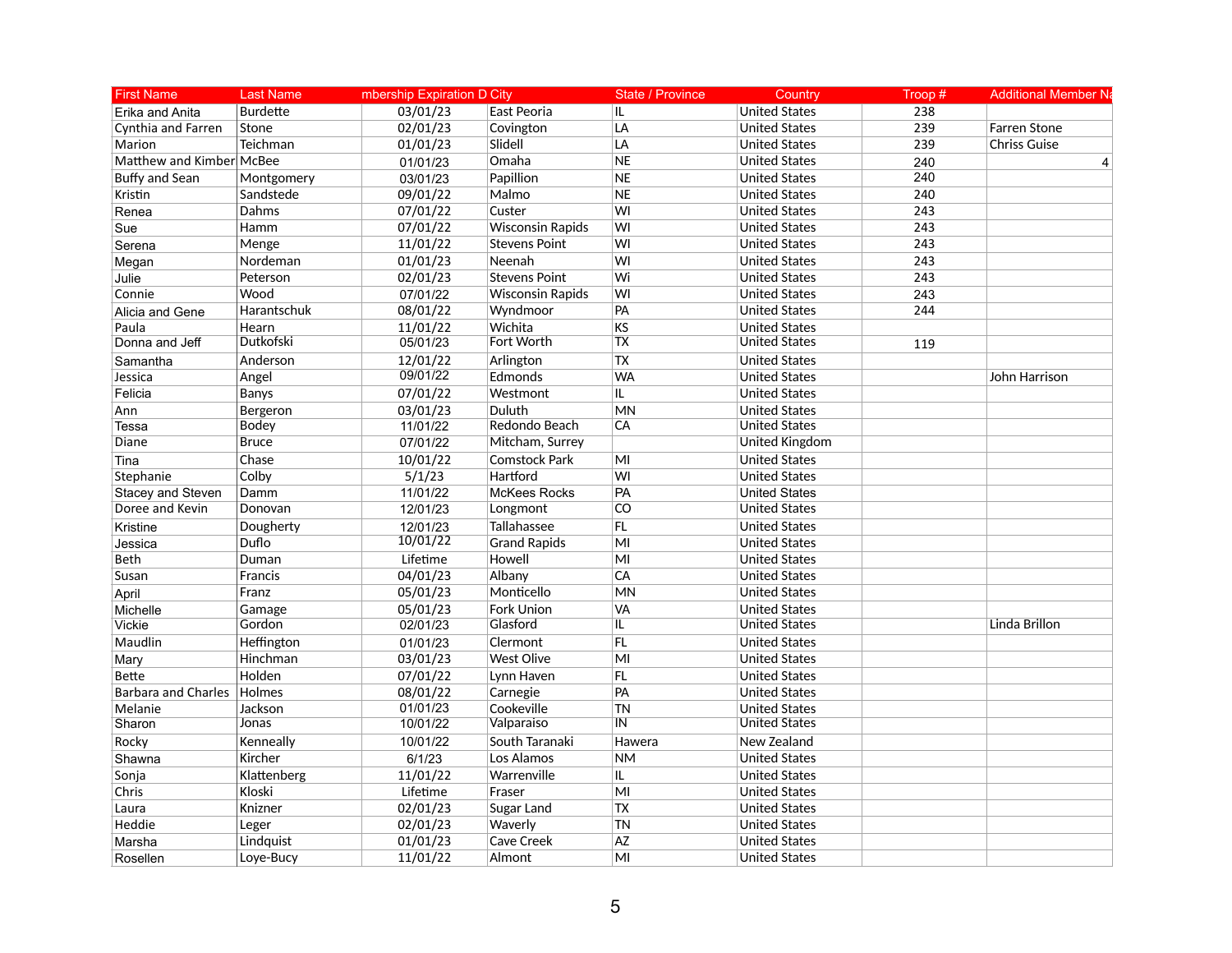| First Name | Last Name | mbership Expiration D | City | State / Province | Country | Troop # | Additional Member Na |
|---|---|---|---|---|---|---|---|
| Erika and Anita | Burdette | 03/01/23 | East Peoria | IL | United States | 238 | |
| Cynthia and Farren | Stone | 02/01/23 | Covington | LA | United States | 239 | Farren Stone |
| Marion | Teichman | 01/01/23 | Slidell | LA | United States | 239 | Chriss Guise |
| Matthew and Kimber | McBee | 01/01/23 | Omaha | NE | United States | 240 | 4 |
| Buffy and Sean | Montgomery | 03/01/23 | Papillion | NE | United States | 240 | |
| Kristin | Sandstede | 09/01/22 | Malmo | NE | United States | 240 | |
| Renea | Dahms | 07/01/22 | Custer | WI | United States | 243 | |
| Sue | Hamm | 07/01/22 | Wisconsin Rapids | WI | United States | 243 | |
| Serena | Menge | 11/01/22 | Stevens Point | WI | United States | 243 | |
| Megan | Nordeman | 01/01/23 | Neenah | WI | United States | 243 | |
| Julie | Peterson | 02/01/23 | Stevens Point | Wi | United States | 243 | |
| Connie | Wood | 07/01/22 | Wisconsin Rapids | WI | United States | 243 | |
| Alicia and Gene | Harantschuk | 08/01/22 | Wyndmoor | PA | United States | 244 | |
| Paula | Hearn | 11/01/22 | Wichita | KS | United States | | |
| Donna and Jeff | Dutkofski | 05/01/23 | Fort Worth | TX | United States | 119 | |
| Samantha | Anderson | 12/01/22 | Arlington | TX | United States | | |
| Jessica | Angel | 09/01/22 | Edmonds | WA | United States | | John Harrison |
| Felicia | Banys | 07/01/22 | Westmont | IL | United States | | |
| Ann | Bergeron | 03/01/23 | Duluth | MN | United States | | |
| Tessa | Bodey | 11/01/22 | Redondo Beach | CA | United States | | |
| Diane | Bruce | 07/01/22 | Mitcham, Surrey | | United Kingdom | | |
| Tina | Chase | 10/01/22 | Comstock Park | MI | United States | | |
| Stephanie | Colby | 5/1/23 | Hartford | WI | United States | | |
| Stacey and Steven | Damm | 11/01/22 | McKees Rocks | PA | United States | | |
| Doree and Kevin | Donovan | 12/01/23 | Longmont | CO | United States | | |
| Kristine | Dougherty | 12/01/23 | Tallahassee | FL | United States | | |
| Jessica | Duflo | 10/01/22 | Grand Rapids | MI | United States | | |
| Beth | Duman | Lifetime | Howell | MI | United States | | |
| Susan | Francis | 04/01/23 | Albany | CA | United States | | |
| April | Franz | 05/01/23 | Monticello | MN | United States | | |
| Michelle | Gamage | 05/01/23 | Fork Union | VA | United States | | |
| Vickie | Gordon | 02/01/23 | Glasford | IL | United States | | Linda Brillon |
| Maudlin | Heffington | 01/01/23 | Clermont | FL | United States | | |
| Mary | Hinchman | 03/01/23 | West Olive | MI | United States | | |
| Bette | Holden | 07/01/22 | Lynn Haven | FL | United States | | |
| Barbara and Charles | Holmes | 08/01/22 | Carnegie | PA | United States | | |
| Melanie | Jackson | 01/01/23 | Cookeville | TN | United States | | |
| Sharon | Jonas | 10/01/22 | Valparaiso | IN | United States | | |
| Rocky | Kenneally | 10/01/22 | South Taranaki | Hawera | New Zealand | | |
| Shawna | Kircher | 6/1/23 | Los Alamos | NM | United States | | |
| Sonja | Klattenberg | 11/01/22 | Warrenville | IL | United States | | |
| Chris | Kloski | Lifetime | Fraser | MI | United States | | |
| Laura | Knizner | 02/01/23 | Sugar Land | TX | United States | | |
| Heddie | Leger | 02/01/23 | Waverly | TN | United States | | |
| Marsha | Lindquist | 01/01/23 | Cave Creek | AZ | United States | | |
| Rosellen | Loye-Bucy | 11/01/22 | Almont | MI | United States | | |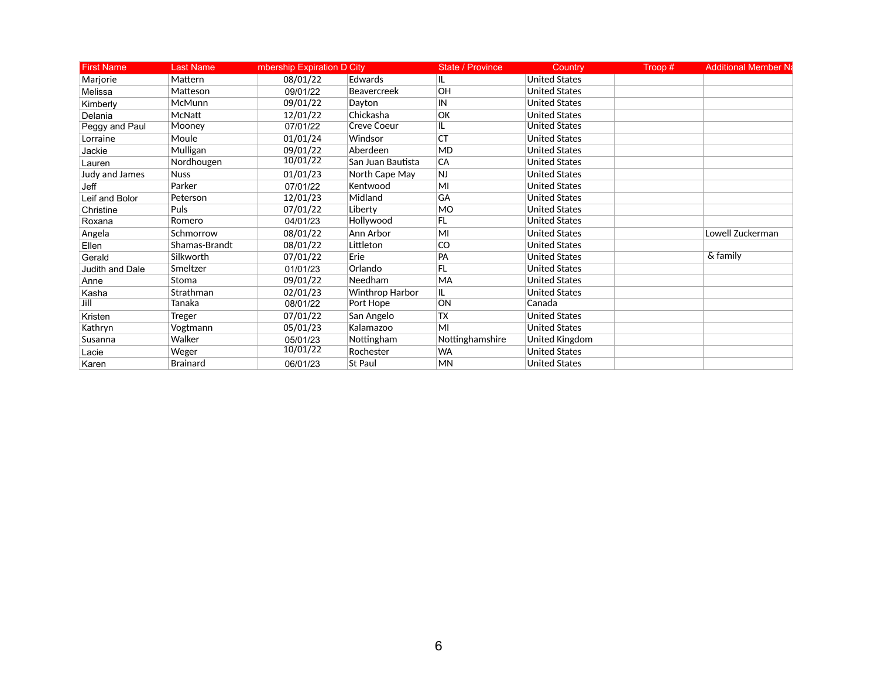| First Name | Last Name | mbership Expiration D | City | State / Province | Country | Troop # | Additional Member Na |
|---|---|---|---|---|---|---|---|
| Marjorie | Mattern | 08/01/22 | Edwards | IL | United States | | |
| Melissa | Matteson | 09/01/22 | Beavercreek | OH | United States | | |
| Kimberly | McMunn | 09/01/22 | Dayton | IN | United States | | |
| Delania | McNatt | 12/01/22 | Chickasha | OK | United States | | |
| Peggy and Paul | Mooney | 07/01/22 | Creve Coeur | IL | United States | | |
| Lorraine | Moule | 01/01/24 | Windsor | CT | United States | | |
| Jackie | Mulligan | 09/01/22 | Aberdeen | MD | United States | | |
| Lauren | Nordhougen | 10/01/22 | San Juan Bautista | CA | United States | | |
| Judy and James | Nuss | 01/01/23 | North Cape May | NJ | United States | | |
| Jeff | Parker | 07/01/22 | Kentwood | MI | United States | | |
| Leif and Bolor | Peterson | 12/01/23 | Midland | GA | United States | | |
| Christine | Puls | 07/01/22 | Liberty | MO | United States | | |
| Roxana | Romero | 04/01/23 | Hollywood | FL | United States | | |
| Angela | Schmorrow | 08/01/22 | Ann Arbor | MI | United States | | Lowell Zuckerman |
| Ellen | Shamas-Brandt | 08/01/22 | Littleton | CO | United States | | |
| Gerald | Silkworth | 07/01/22 | Erie | PA | United States | | & family |
| Judith and Dale | Smeltzer | 01/01/23 | Orlando | FL | United States | | |
| Anne | Stoma | 09/01/22 | Needham | MA | United States | | |
| Kasha | Strathman | 02/01/23 | Winthrop Harbor | IL | United States | | |
| Jill | Tanaka | 08/01/22 | Port Hope | ON | Canada | | |
| Kristen | Treger | 07/01/22 | San Angelo | TX | United States | | |
| Kathryn | Vogtmann | 05/01/23 | Kalamazoo | MI | United States | | |
| Susanna | Walker | 05/01/23 | Nottingham | Nottinghamshire | United Kingdom | | |
| Lacie | Weger | 10/01/22 | Rochester | WA | United States | | |
| Karen | Brainard | 06/01/23 | St Paul | MN | United States | | |